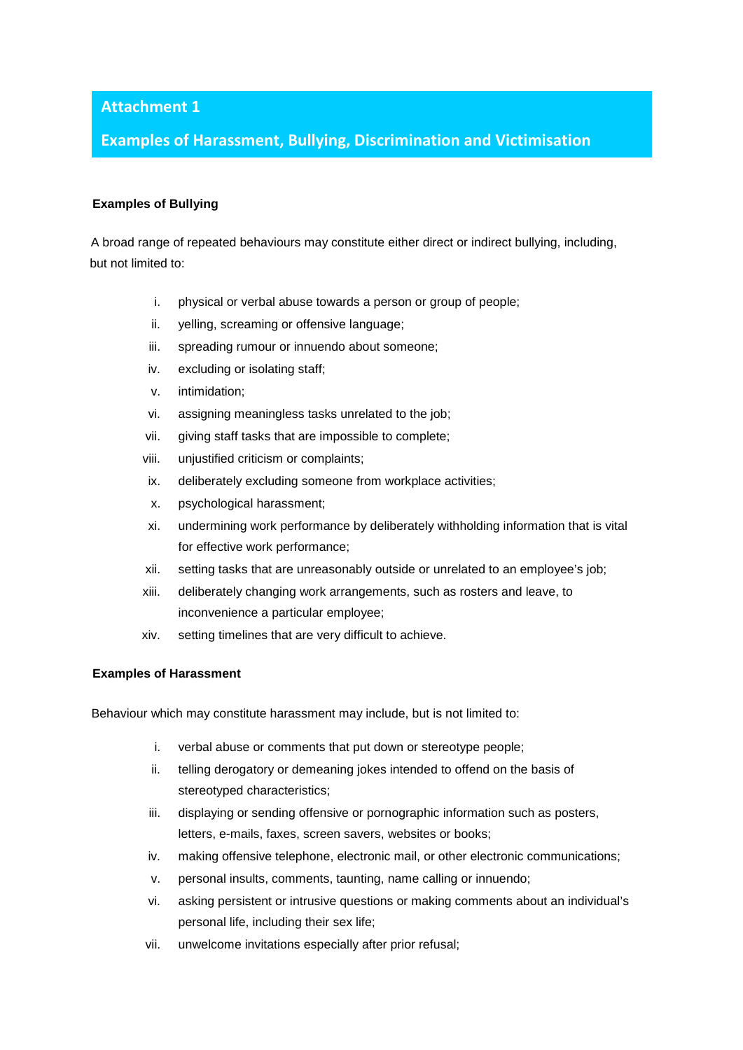# Attachment 1

## Examples of Harassment, Bullying, Discrimination and Victimisation

**Examples of Bullying**

A broad range of repeated behaviours may constitute either direct or indirect bullying, including, but not limited to:

i. physical or verbal abuse towards a person or group of people;
ii. yelling, screaming or offensive language;
iii. spreading rumour or innuendo about someone;
iv. excluding or isolating staff;
v. intimidation;
vi. assigning meaningless tasks unrelated to the job;
vii. giving staff tasks that are impossible to complete;
viii. unjustified criticism or complaints;
ix. deliberately excluding someone from workplace activities;
x. psychological harassment;
xi. undermining work performance by deliberately withholding information that is vital for effective work performance;
xii. setting tasks that are unreasonably outside or unrelated to an employee's job;
xiii. deliberately changing work arrangements, such as rosters and leave, to inconvenience a particular employee;
xiv. setting timelines that are very difficult to achieve.

**Examples of Harassment**

Behaviour which may constitute harassment may include, but is not limited to:

i. verbal abuse or comments that put down or stereotype people;
ii. telling derogatory or demeaning jokes intended to offend on the basis of stereotyped characteristics;
iii. displaying or sending offensive or pornographic information such as posters, letters, e-mails, faxes, screen savers, websites or books;
iv. making offensive telephone, electronic mail, or other electronic communications;
v. personal insults, comments, taunting, name calling or innuendo;
vi. asking persistent or intrusive questions or making comments about an individual's personal life, including their sex life;
vii. unwelcome invitations especially after prior refusal;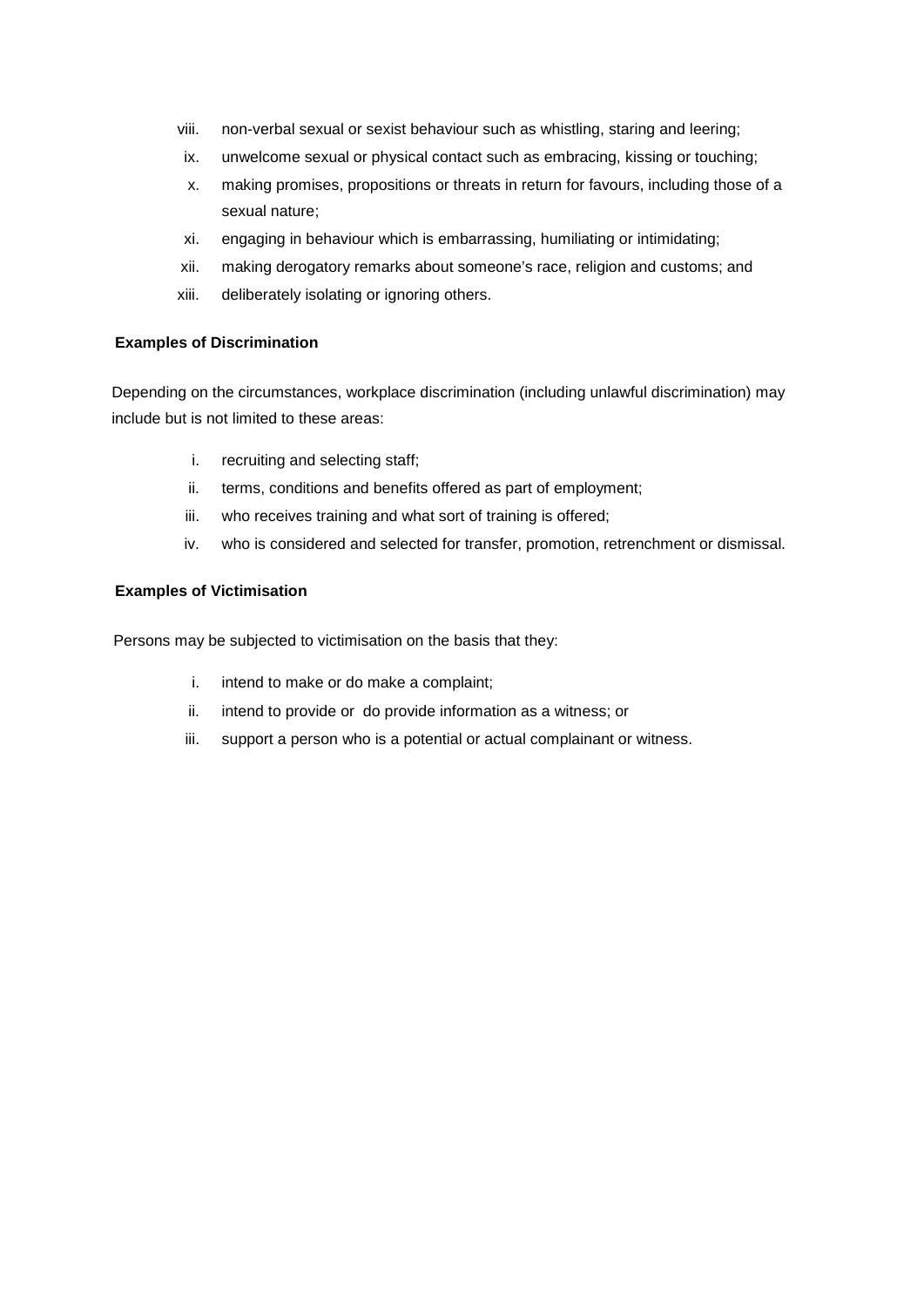viii. non-verbal sexual or sexist behaviour such as whistling, staring and leering;
ix. unwelcome sexual or physical contact such as embracing, kissing or touching;
x. making promises, propositions or threats in return for favours, including those of a sexual nature;
xi. engaging in behaviour which is embarrassing, humiliating or intimidating;
xii. making derogatory remarks about someone's race, religion and customs; and
xiii. deliberately isolating or ignoring others.

**Examples of Discrimination**

Depending on the circumstances, workplace discrimination (including unlawful discrimination) may include but is not limited to these areas:

i. recruiting and selecting staff;
ii. terms, conditions and benefits offered as part of employment;
iii. who receives training and what sort of training is offered;
iv. who is considered and selected for transfer, promotion, retrenchment or dismissal.

**Examples of Victimisation**

Persons may be subjected to victimisation on the basis that they:

i. intend to make or do make a complaint;
ii. intend to provide or do provide information as a witness; or
iii. support a person who is a potential or actual complainant or witness.